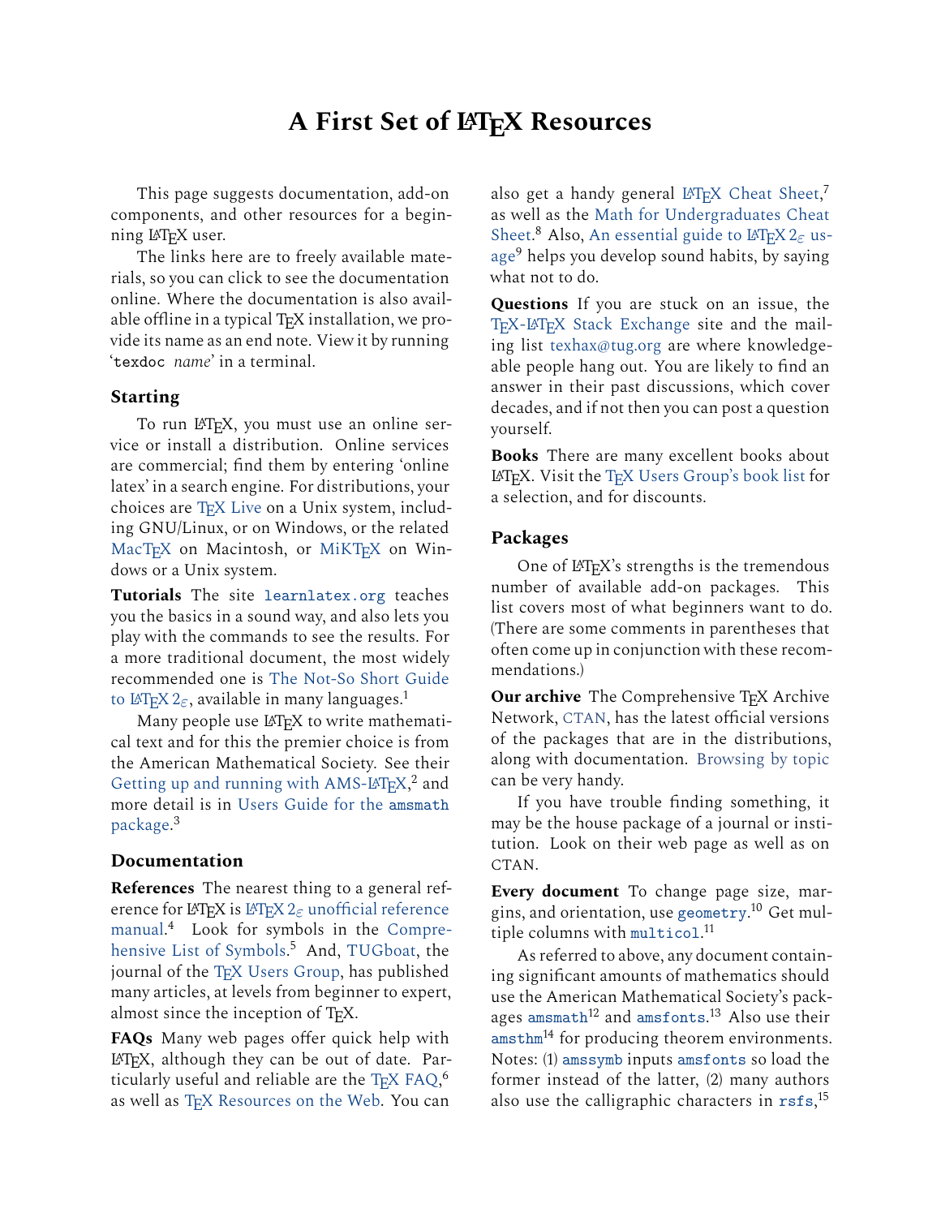# A First Set of LaTeX Resources

This page suggests documentation, add-on components, and other resources for a beginning LaTeX user.

The links here are to freely available materials, so you can click to see the documentation online. Where the documentation is also available offline in a typical TeX installation, we provide its name as an end note. View it by running '`texdoc` *name*' in a terminal.

## Starting

To run LaTeX, you must use an online service or install a distribution. Online services are commercial; find them by entering 'online latex' in a search engine. For distributions, your choices are TeX Live on a Unix system, including GNU/Linux, or on Windows, or the related MacTeX on Macintosh, or MiKTeX on Windows or a Unix system.

**Tutorials** The site `learnlatex.org` teaches you the basics in a sound way, and also lets you play with the commands to see the results. For a more traditional document, the most widely recommended one is The Not-So Short Guide to LaTeX 2$_\varepsilon$, available in many languages.[1]

Many people use LaTeX to write mathematical text and for this the premier choice is from the American Mathematical Society. See their Getting up and running with AMS-LaTeX,[2] and more detail is in Users Guide for the `amsmath` package.[3]

## Documentation

**References** The nearest thing to a general reference for LaTeX is LaTeX 2$_\varepsilon$ unofficial reference manual.[4] Look for symbols in the Comprehensive List of Symbols.[5] And, TUGboat, the journal of the TeX Users Group, has published many articles, at levels from beginner to expert, almost since the inception of TeX.

**FAQs** Many web pages offer quick help with LaTeX, although they can be out of date. Particularly useful and reliable are the TeX FAQ,[6] as well as TeX Resources on the Web. You can also get a handy general LaTeX Cheat Sheet,[7] as well as the Math for Undergraduates Cheat Sheet.[8] Also, An essential guide to LaTeX 2$_\varepsilon$ usage[9] helps you develop sound habits, by saying what not to do.

**Questions** If you are stuck on an issue, the TeX-LaTeX Stack Exchange site and the mailing list texhax@tug.org are where knowledgeable people hang out. You are likely to find an answer in their past discussions, which cover decades, and if not then you can post a question yourself.

**Books** There are many excellent books about LaTeX. Visit the TeX Users Group's book list for a selection, and for discounts.

## Packages

One of LaTeX's strengths is the tremendous number of available add-on packages. This list covers most of what beginners want to do. (There are some comments in parentheses that often come up in conjunction with these recommendations.)

**Our archive** The Comprehensive TeX Archive Network, CTAN, has the latest official versions of the packages that are in the distributions, along with documentation. Browsing by topic can be very handy.

If you have trouble finding something, it may be the house package of a journal or institution. Look on their web page as well as on CTAN.

**Every document** To change page size, margins, and orientation, use `geometry`.[10] Get multiple columns with `multicol`.[11]

As referred to above, any document containing significant amounts of mathematics should use the American Mathematical Society's packages `amsmath`[12] and `amsfonts`.[13] Also use their `amsthm`[14] for producing theorem environments. Notes: (1) `amssymb` inputs `amsfonts` so load the former instead of the latter, (2) many authors also use the calligraphic characters in `rsfs`,[15]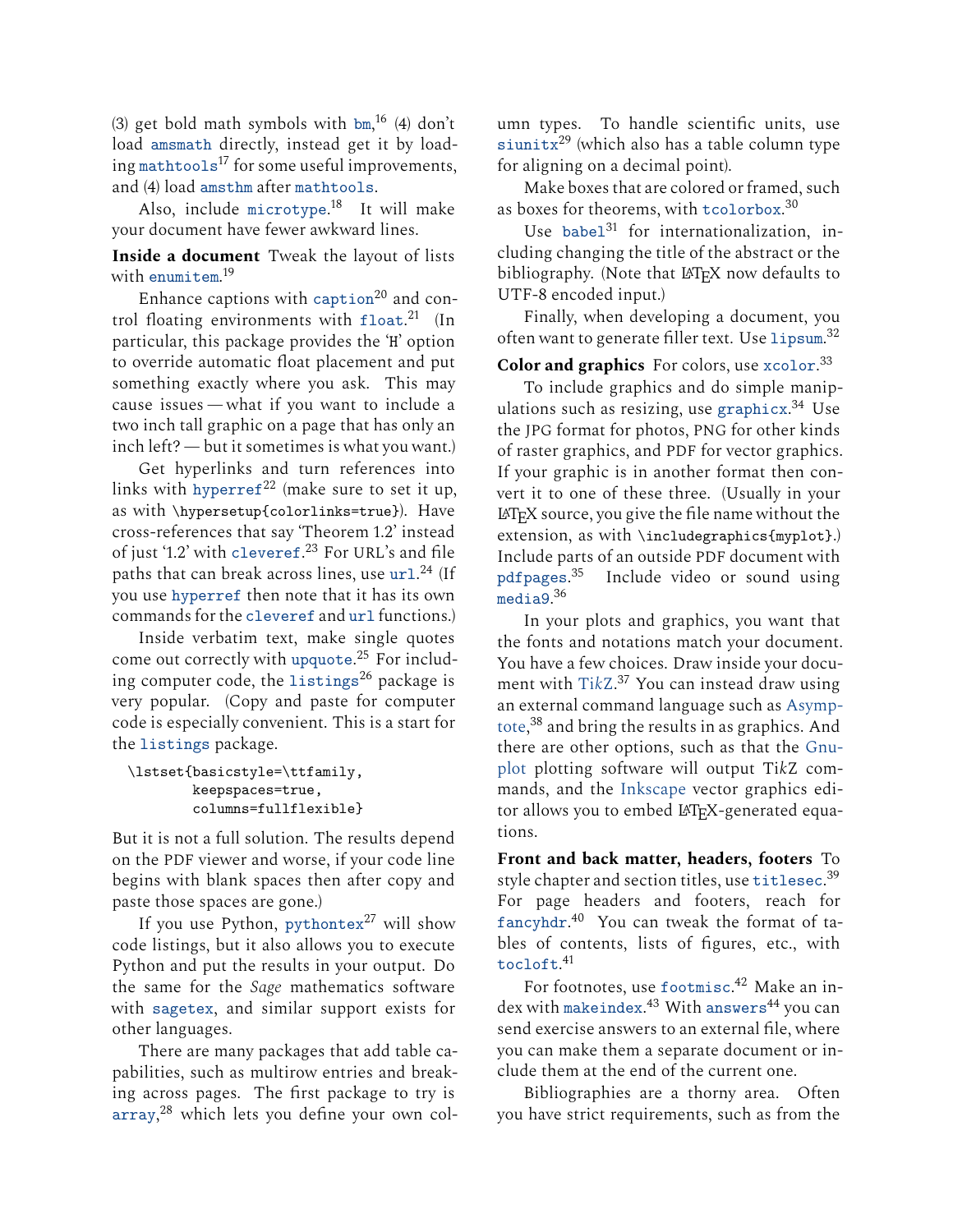(3) get bold math symbols with `bm`,[16] (4) don't load `amsmath` directly, instead get it by loading `mathtools`[17] for some useful improvements, and (4) load `amsthm` after `mathtools`.

Also, include `microtype`.[18] It will make your document have fewer awkward lines.

**Inside a document** Tweak the layout of lists with `enumitem`.[19]

Enhance captions with `caption`[20] and control floating environments with `float`.[21] (In particular, this package provides the 'H' option to override automatic float placement and put something exactly where you ask. This may cause issues — what if you want to include a two inch tall graphic on a page that has only an inch left? — but it sometimes is what you want.)

Get hyperlinks and turn references into links with `hyperref`[22] (make sure to set it up, as with `\hypersetup{colorlinks=true}`). Have cross-references that say 'Theorem 1.2' instead of just '1.2' with `cleveref`.[23] For URL's and file paths that can break across lines, use `url`.[24] (If you use `hyperref` then note that it has its own commands for the `cleveref` and `url` functions.)

Inside verbatim text, make single quotes come out correctly with `upquote`.[25] For including computer code, the `listings`[26] package is very popular. (Copy and paste for computer code is especially convenient. This is a start for the `listings` package.

```
\lstset{basicstyle=\ttfamily,
        keepspaces=true,
        columns=fullflexible}
```

But it is not a full solution. The results depend on the PDF viewer and worse, if your code line begins with blank spaces then after copy and paste those spaces are gone.)

If you use Python, `pythontex`[27] will show code listings, but it also allows you to execute Python and put the results in your output. Do the same for the *Sage* mathematics software with `sagetex`, and similar support exists for other languages.

There are many packages that add table capabilities, such as multirow entries and breaking across pages. The first package to try is `array`,[28] which lets you define your own column types. To handle scientific units, use `siunitx`[29] (which also has a table column type for aligning on a decimal point).

Make boxes that are colored or framed, such as boxes for theorems, with `tcolorbox`.[30]

Use `babel`[31] for internationalization, including changing the title of the abstract or the bibliography. (Note that LaTeX now defaults to UTF-8 encoded input.)

Finally, when developing a document, you often want to generate filler text. Use `lipsum`.[32]

**Color and graphics** For colors, use `xcolor`.[33]

To include graphics and do simple manipulations such as resizing, use `graphicx`.[34] Use the JPG format for photos, PNG for other kinds of raster graphics, and PDF for vector graphics. If your graphic is in another format then convert it to one of these three. (Usually in your LaTeX source, you give the file name without the extension, as with `\includegraphics{myplot}`.) Include parts of an outside PDF document with `pdfpages`.[35] Include video or sound using `media9`.[36]

In your plots and graphics, you want that the fonts and notations match your document. You have a few choices. Draw inside your document with Ti*k*Z.[37] You can instead draw using an external command language such as Asymptote,[38] and bring the results in as graphics. And there are other options, such as that the Gnuplot plotting software will output Ti*k*Z commands, and the Inkscape vector graphics editor allows you to embed LaTeX-generated equations.

**Front and back matter, headers, footers** To style chapter and section titles, use `titlesec`.[39] For page headers and footers, reach for `fancyhdr`.[40] You can tweak the format of tables of contents, lists of figures, etc., with `tocloft`.[41]

For footnotes, use `footmisc`.[42] Make an index with `makeindex`.[43] With `answers`[44] you can send exercise answers to an external file, where you can make them a separate document or include them at the end of the current one.

Bibliographies are a thorny area. Often you have strict requirements, such as from the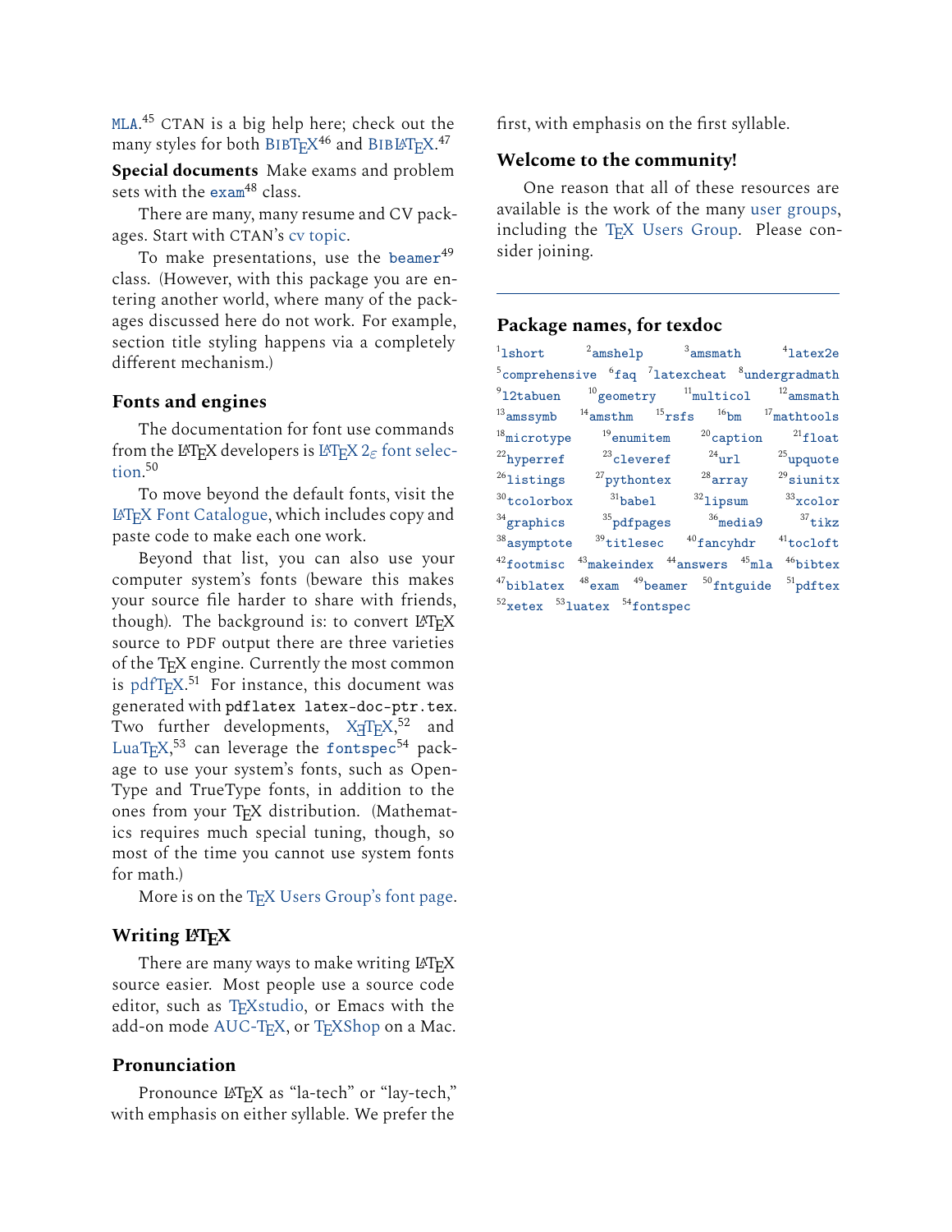MLA.[45] CTAN is a big help here; check out the many styles for both BibTeX[46] and BibLaTeX.[47]

**Special documents** Make exams and problem sets with the exam[48] class.

There are many, many resume and CV packages. Start with CTAN's cv topic.

To make presentations, use the beamer[49] class. (However, with this package you are entering another world, where many of the packages discussed here do not work. For example, section title styling happens via a completely different mechanism.)

## Fonts and engines

The documentation for font use commands from the LaTeX developers is LaTeX $2_\varepsilon$ font selection.[50]

To move beyond the default fonts, visit the LaTeX Font Catalogue, which includes copy and paste code to make each one work.

Beyond that list, you can also use your computer system's fonts (beware this makes your source file harder to share with friends, though). The background is: to convert LaTeX source to PDF output there are three varieties of the TeX engine. Currently the most common is pdfTeX.[51] For instance, this document was generated with `pdflatex latex-doc-ptr.tex`. Two further developments, XeTeX,[52] and LuaTeX,[53] can leverage the fontspec[54] package to use your system's fonts, such as OpenType and TrueType fonts, in addition to the ones from your TeX distribution. (Mathematics requires much special tuning, though, so most of the time you cannot use system fonts for math.)

More is on the TeX Users Group's font page.

## Writing LaTeX

There are many ways to make writing LaTeX source easier. Most people use a source code editor, such as TeXstudio, or Emacs with the add-on mode AUC-TeX, or TeXShop on a Mac.

## Pronunciation

Pronounce LaTeX as "la-tech" or "lay-tech," with emphasis on either syllable. We prefer the first, with emphasis on the first syllable.

## Welcome to the community!

One reason that all of these resources are available is the work of the many user groups, including the TeX Users Group. Please consider joining.

---

## Package names, for texdoc

[1]lshort [2]amshelp [3]amsmath [4]latex2e [5]comprehensive [6]faq [7]latexcheat [8]undergradmath [9]l2tabuen [10]geometry [11]multicol [12]amsmath [13]amssymb [14]amsthm [15]rsfs [16]bm [17]mathtools [18]microtype [19]enumitem [20]caption [21]float [22]hyperref [23]cleveref [24]url [25]upquote [26]listings [27]pythontex [28]array [29]siunitx [30]tcolorbox [31]babel [32]lipsum [33]xcolor [34]graphics [35]pdfpages [36]media9 [37]tikz [38]asymptote [39]titlesec [40]fancyhdr [41]tocloft [42]footmisc [43]makeindex [44]answers [45]mla [46]bibtex [47]biblatex [48]exam [49]beamer [50]fntguide [51]pdftex [52]xetex [53]luatex [54]fontspec